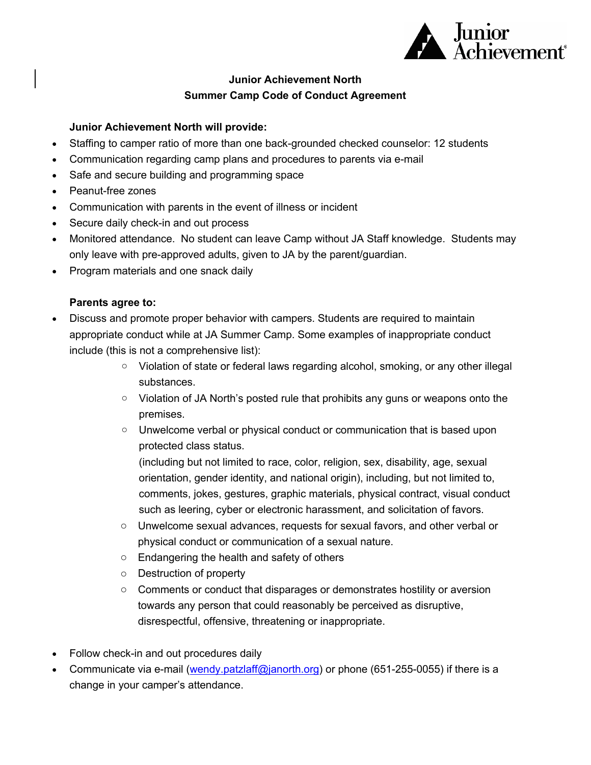Junior Achievement

**Junior Achievement North**
**Summer Camp Code of Conduct Agreement**

**Junior Achievement North will provide:**

- Staffing to camper ratio of more than one back-grounded checked counselor: 12 students
- Communication regarding camp plans and procedures to parents via e-mail
- Safe and secure building and programming space
- Peanut-free zones
- Communication with parents in the event of illness or incident
- Secure daily check-in and out process
- Monitored attendance. No student can leave Camp without JA Staff knowledge. Students may only leave with pre-approved adults, given to JA by the parent/guardian.
- Program materials and one snack daily

**Parents agree to:**

- Discuss and promote proper behavior with campers. Students are required to maintain appropriate conduct while at JA Summer Camp. Some examples of inappropriate conduct include (this is not a comprehensive list):
  - Violation of state or federal laws regarding alcohol, smoking, or any other illegal substances.
  - Violation of JA North's posted rule that prohibits any guns or weapons onto the premises.
  - Unwelcome verbal or physical conduct or communication that is based upon protected class status.
    (including but not limited to race, color, religion, sex, disability, age, sexual orientation, gender identity, and national origin), including, but not limited to, comments, jokes, gestures, graphic materials, physical contract, visual conduct such as leering, cyber or electronic harassment, and solicitation of favors.
  - Unwelcome sexual advances, requests for sexual favors, and other verbal or physical conduct or communication of a sexual nature.
  - Endangering the health and safety of others
  - Destruction of property
  - Comments or conduct that disparages or demonstrates hostility or aversion towards any person that could reasonably be perceived as disruptive, disrespectful, offensive, threatening or inappropriate.
- Follow check-in and out procedures daily
- Communicate via e-mail (wendy.patzlaff@janorth.org) or phone (651-255-0055) if there is a change in your camper's attendance.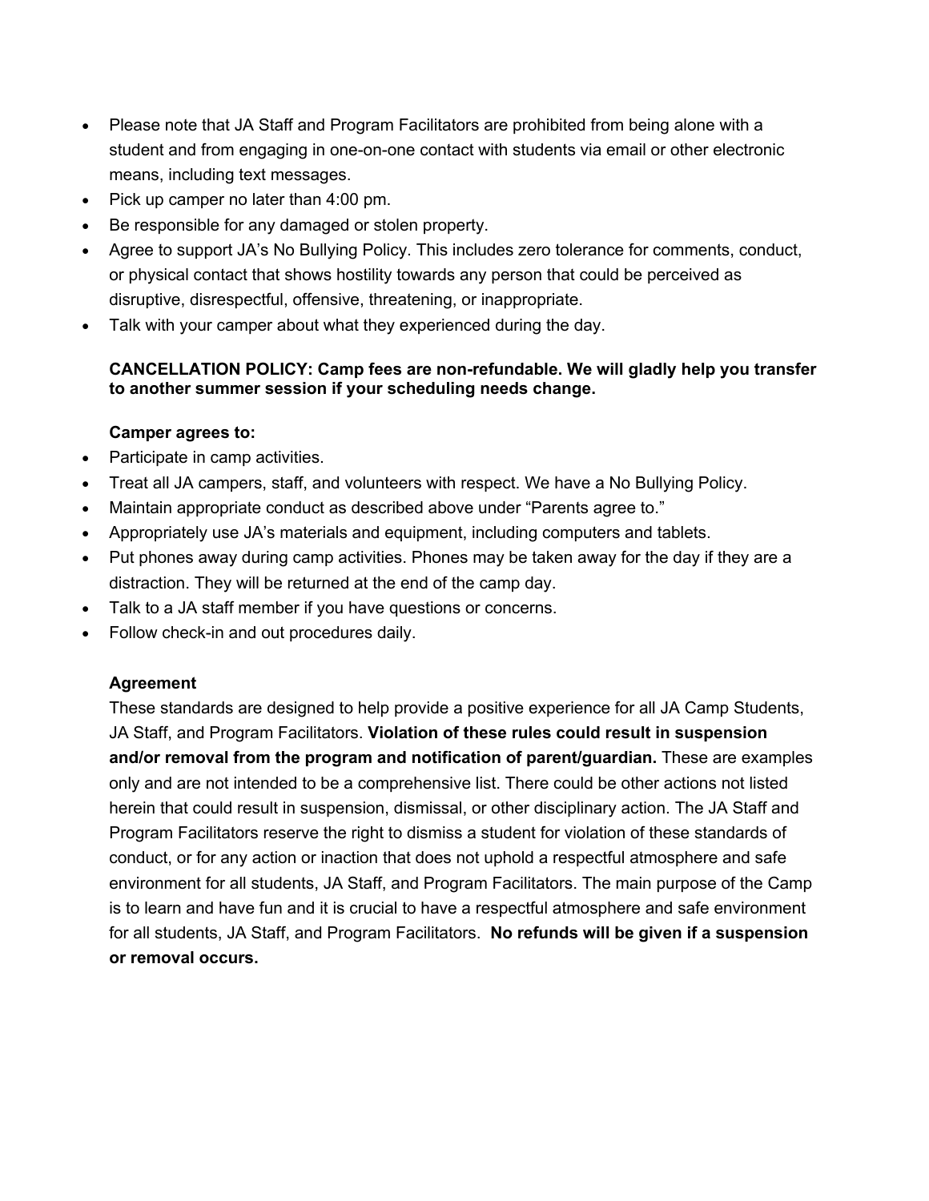- Please note that JA Staff and Program Facilitators are prohibited from being alone with a student and from engaging in one-on-one contact with students via email or other electronic means, including text messages.
- Pick up camper no later than 4:00 pm.
- Be responsible for any damaged or stolen property.
- Agree to support JA's No Bullying Policy. This includes zero tolerance for comments, conduct, or physical contact that shows hostility towards any person that could be perceived as disruptive, disrespectful, offensive, threatening, or inappropriate.
- Talk with your camper about what they experienced during the day.

**CANCELLATION POLICY: Camp fees are non-refundable. We will gladly help you transfer to another summer session if your scheduling needs change.**

**Camper agrees to:**

- Participate in camp activities.
- Treat all JA campers, staff, and volunteers with respect. We have a No Bullying Policy.
- Maintain appropriate conduct as described above under "Parents agree to."
- Appropriately use JA's materials and equipment, including computers and tablets.
- Put phones away during camp activities. Phones may be taken away for the day if they are a distraction. They will be returned at the end of the camp day.
- Talk to a JA staff member if you have questions or concerns.
- Follow check-in and out procedures daily.

**Agreement**

These standards are designed to help provide a positive experience for all JA Camp Students, JA Staff, and Program Facilitators. **Violation of these rules could result in suspension and/or removal from the program and notification of parent/guardian.** These are examples only and are not intended to be a comprehensive list. There could be other actions not listed herein that could result in suspension, dismissal, or other disciplinary action. The JA Staff and Program Facilitators reserve the right to dismiss a student for violation of these standards of conduct, or for any action or inaction that does not uphold a respectful atmosphere and safe environment for all students, JA Staff, and Program Facilitators. The main purpose of the Camp is to learn and have fun and it is crucial to have a respectful atmosphere and safe environment for all students, JA Staff, and Program Facilitators. **No refunds will be given if a suspension or removal occurs.**